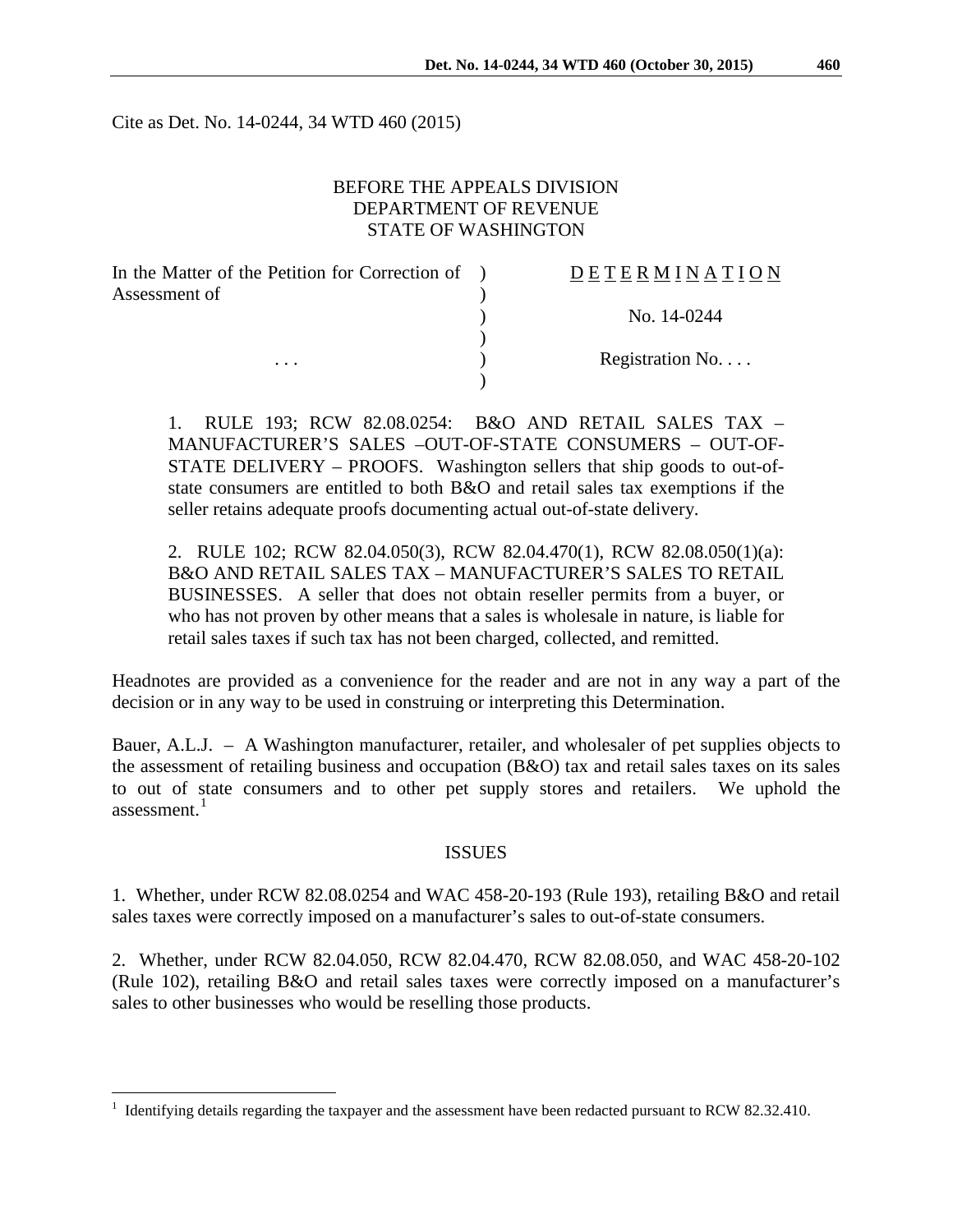Cite as Det. No. 14-0244, 34 WTD 460 (2015)

BEFORE THE APPEALS DIVISION
DEPARTMENT OF REVENUE
STATE OF WASHINGTON

| In the Matter of the Petition for Correction of Assessment of | ) | DETERMINATION |
|---|---|---|
| | ) | No. 14-0244 |
| . . . | ) | Registration No. . . . |

1. RULE 193; RCW 82.08.0254: B&O AND RETAIL SALES TAX – MANUFACTURER'S SALES –OUT-OF-STATE CONSUMERS – OUT-OF-STATE DELIVERY – PROOFS. Washington sellers that ship goods to out-of-state consumers are entitled to both B&O and retail sales tax exemptions if the seller retains adequate proofs documenting actual out-of-state delivery.

2. RULE 102; RCW 82.04.050(3), RCW 82.04.470(1), RCW 82.08.050(1)(a): B&O AND RETAIL SALES TAX – MANUFACTURER'S SALES TO RETAIL BUSINESSES. A seller that does not obtain reseller permits from a buyer, or who has not proven by other means that a sales is wholesale in nature, is liable for retail sales taxes if such tax has not been charged, collected, and remitted.

Headnotes are provided as a convenience for the reader and are not in any way a part of the decision or in any way to be used in construing or interpreting this Determination.

Bauer, A.L.J. – A Washington manufacturer, retailer, and wholesaler of pet supplies objects to the assessment of retailing business and occupation (B&O) tax and retail sales taxes on its sales to out of state consumers and to other pet supply stores and retailers. We uphold the assessment.[1]

## ISSUES

1. Whether, under RCW 82.08.0254 and WAC 458-20-193 (Rule 193), retailing B&O and retail sales taxes were correctly imposed on a manufacturer's sales to out-of-state consumers.

2. Whether, under RCW 82.04.050, RCW 82.04.470, RCW 82.08.050, and WAC 458-20-102 (Rule 102), retailing B&O and retail sales taxes were correctly imposed on a manufacturer's sales to other businesses who would be reselling those products.

[1] Identifying details regarding the taxpayer and the assessment have been redacted pursuant to RCW 82.32.410.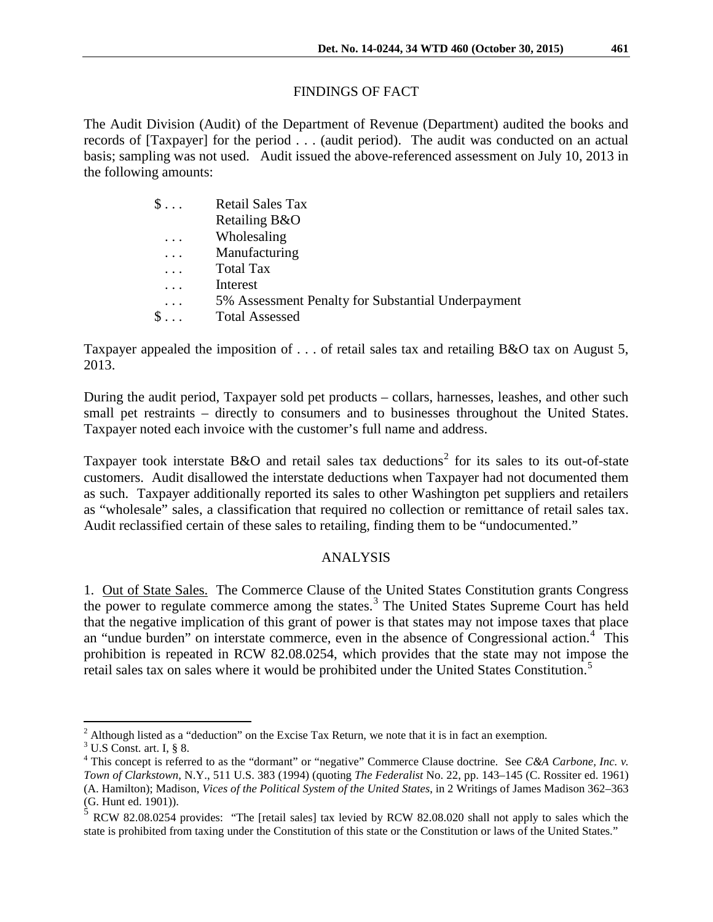## FINDINGS OF FACT

The Audit Division (Audit) of the Department of Revenue (Department) audited the books and records of [Taxpayer] for the period . . . (audit period). The audit was conducted on an actual basis; sampling was not used. Audit issued the above-referenced assessment on July 10, 2013 in the following amounts:

| | |
|---|---|
| $ . . . | Retail Sales Tax |
| | Retailing B&O |
| . . . | Wholesaling |
| . . . | Manufacturing |
| . . . | Total Tax |
| . . . | Interest |
| . . . | 5% Assessment Penalty for Substantial Underpayment |
| $ . . . | Total Assessed |

Taxpayer appealed the imposition of . . . of retail sales tax and retailing B&O tax on August 5, 2013.

During the audit period, Taxpayer sold pet products – collars, harnesses, leashes, and other such small pet restraints – directly to consumers and to businesses throughout the United States. Taxpayer noted each invoice with the customer's full name and address.

Taxpayer took interstate B&O and retail sales tax deductions[2] for its sales to its out-of-state customers. Audit disallowed the interstate deductions when Taxpayer had not documented them as such. Taxpayer additionally reported its sales to other Washington pet suppliers and retailers as "wholesale" sales, a classification that required no collection or remittance of retail sales tax. Audit reclassified certain of these sales to retailing, finding them to be "undocumented."

## ANALYSIS

1. Out of State Sales. The Commerce Clause of the United States Constitution grants Congress the power to regulate commerce among the states.[3] The United States Supreme Court has held that the negative implication of this grant of power is that states may not impose taxes that place an "undue burden" on interstate commerce, even in the absence of Congressional action.[4] This prohibition is repeated in RCW 82.08.0254, which provides that the state may not impose the retail sales tax on sales where it would be prohibited under the United States Constitution.[5]

---

[2] Although listed as a "deduction" on the Excise Tax Return, we note that it is in fact an exemption.

[3] U.S Const. art. I, § 8.

[4] This concept is referred to as the "dormant" or "negative" Commerce Clause doctrine. See *C&A Carbone, Inc. v. Town of Clarkstown*, N.Y., 511 U.S. 383 (1994) (quoting *The Federalist* No. 22, pp. 143–145 (C. Rossiter ed. 1961) (A. Hamilton); Madison, *Vices of the Political System of the United States*, in 2 Writings of James Madison 362–363 (G. Hunt ed. 1901)).

[5] RCW 82.08.0254 provides: "The [retail sales] tax levied by RCW 82.08.020 shall not apply to sales which the state is prohibited from taxing under the Constitution of this state or the Constitution or laws of the United States."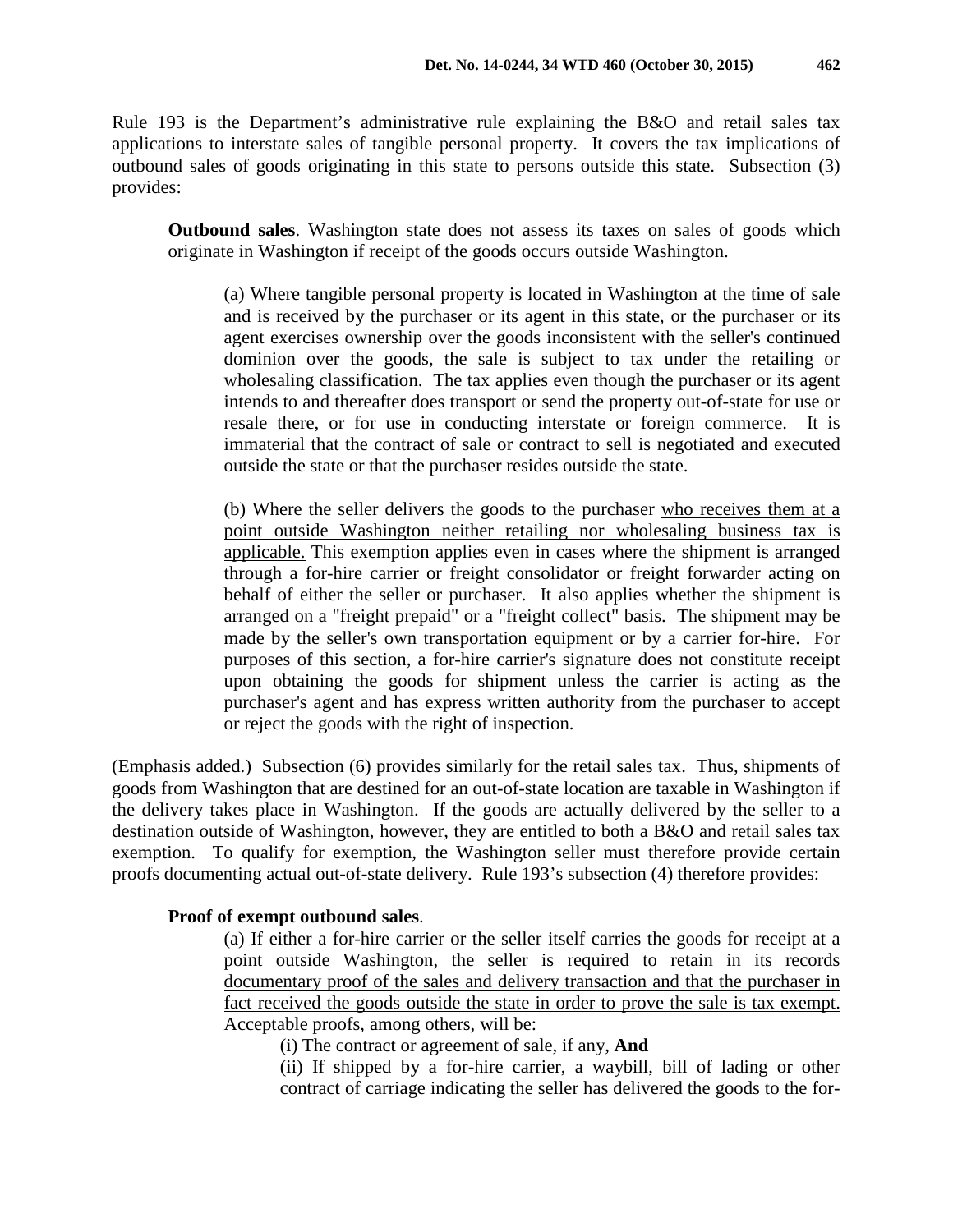Rule 193 is the Department's administrative rule explaining the B&O and retail sales tax applications to interstate sales of tangible personal property. It covers the tax implications of outbound sales of goods originating in this state to persons outside this state. Subsection (3) provides:

> **Outbound sales**. Washington state does not assess its taxes on sales of goods which originate in Washington if receipt of the goods occurs outside Washington.
>
> > (a) Where tangible personal property is located in Washington at the time of sale and is received by the purchaser or its agent in this state, or the purchaser or its agent exercises ownership over the goods inconsistent with the seller's continued dominion over the goods, the sale is subject to tax under the retailing or wholesaling classification. The tax applies even though the purchaser or its agent intends to and thereafter does transport or send the property out-of-state for use or resale there, or for use in conducting interstate or foreign commerce. It is immaterial that the contract of sale or contract to sell is negotiated and executed outside the state or that the purchaser resides outside the state.
> >
> > (b) Where the seller delivers the goods to the purchaser <u>who receives them at a point outside Washington neither retailing nor wholesaling business tax is applicable.</u> This exemption applies even in cases where the shipment is arranged through a for-hire carrier or freight consolidator or freight forwarder acting on behalf of either the seller or purchaser. It also applies whether the shipment is arranged on a "freight prepaid" or a "freight collect" basis. The shipment may be made by the seller's own transportation equipment or by a carrier for-hire. For purposes of this section, a for-hire carrier's signature does not constitute receipt upon obtaining the goods for shipment unless the carrier is acting as the purchaser's agent and has express written authority from the purchaser to accept or reject the goods with the right of inspection.

(Emphasis added.) Subsection (6) provides similarly for the retail sales tax. Thus, shipments of goods from Washington that are destined for an out-of-state location are taxable in Washington if the delivery takes place in Washington. If the goods are actually delivered by the seller to a destination outside of Washington, however, they are entitled to both a B&O and retail sales tax exemption. To qualify for exemption, the Washington seller must therefore provide certain proofs documenting actual out-of-state delivery. Rule 193's subsection (4) therefore provides:

> **Proof of exempt outbound sales**.
>
> > (a) If either a for-hire carrier or the seller itself carries the goods for receipt at a point outside Washington, the seller is required to retain in its records <u>documentary proof of the sales and delivery transaction and that the purchaser in fact received the goods outside the state in order to prove the sale is tax exempt.</u> Acceptable proofs, among others, will be:
> >
> > > (i) The contract or agreement of sale, if any, **And**
> > >
> > > (ii) If shipped by a for-hire carrier, a waybill, bill of lading or other contract of carriage indicating the seller has delivered the goods to the for-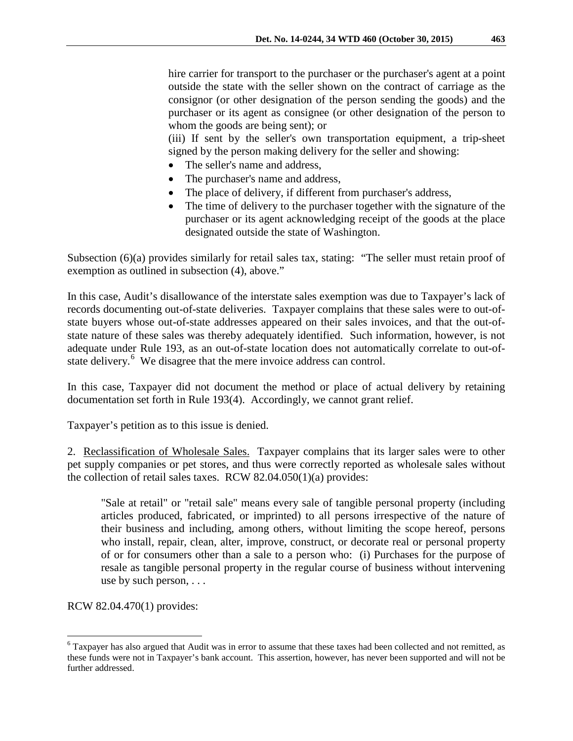hire carrier for transport to the purchaser or the purchaser's agent at a point outside the state with the seller shown on the contract of carriage as the consignor (or other designation of the person sending the goods) and the purchaser or its agent as consignee (or other designation of the person to whom the goods are being sent); or

(iii) If sent by the seller's own transportation equipment, a trip-sheet signed by the person making delivery for the seller and showing:

- The seller's name and address,
- The purchaser's name and address,
- The place of delivery, if different from purchaser's address,
- The time of delivery to the purchaser together with the signature of the purchaser or its agent acknowledging receipt of the goods at the place designated outside the state of Washington.

Subsection (6)(a) provides similarly for retail sales tax, stating: "The seller must retain proof of exemption as outlined in subsection (4), above."

In this case, Audit's disallowance of the interstate sales exemption was due to Taxpayer's lack of records documenting out-of-state deliveries. Taxpayer complains that these sales were to out-of-state buyers whose out-of-state addresses appeared on their sales invoices, and that the out-of-state nature of these sales was thereby adequately identified. Such information, however, is not adequate under Rule 193, as an out-of-state location does not automatically correlate to out-of-state delivery.[6] We disagree that the mere invoice address can control.

In this case, Taxpayer did not document the method or place of actual delivery by retaining documentation set forth in Rule 193(4). Accordingly, we cannot grant relief.

Taxpayer's petition as to this issue is denied.

2. Reclassification of Wholesale Sales. Taxpayer complains that its larger sales were to other pet supply companies or pet stores, and thus were correctly reported as wholesale sales without the collection of retail sales taxes. RCW 82.04.050(1)(a) provides:

> "Sale at retail" or "retail sale" means every sale of tangible personal property (including articles produced, fabricated, or imprinted) to all persons irrespective of the nature of their business and including, among others, without limiting the scope hereof, persons who install, repair, clean, alter, improve, construct, or decorate real or personal property of or for consumers other than a sale to a person who: (i) Purchases for the purpose of resale as tangible personal property in the regular course of business without intervening use by such person, . . .

RCW 82.04.470(1) provides:

---

[6] Taxpayer has also argued that Audit was in error to assume that these taxes had been collected and not remitted, as these funds were not in Taxpayer's bank account. This assertion, however, has never been supported and will not be further addressed.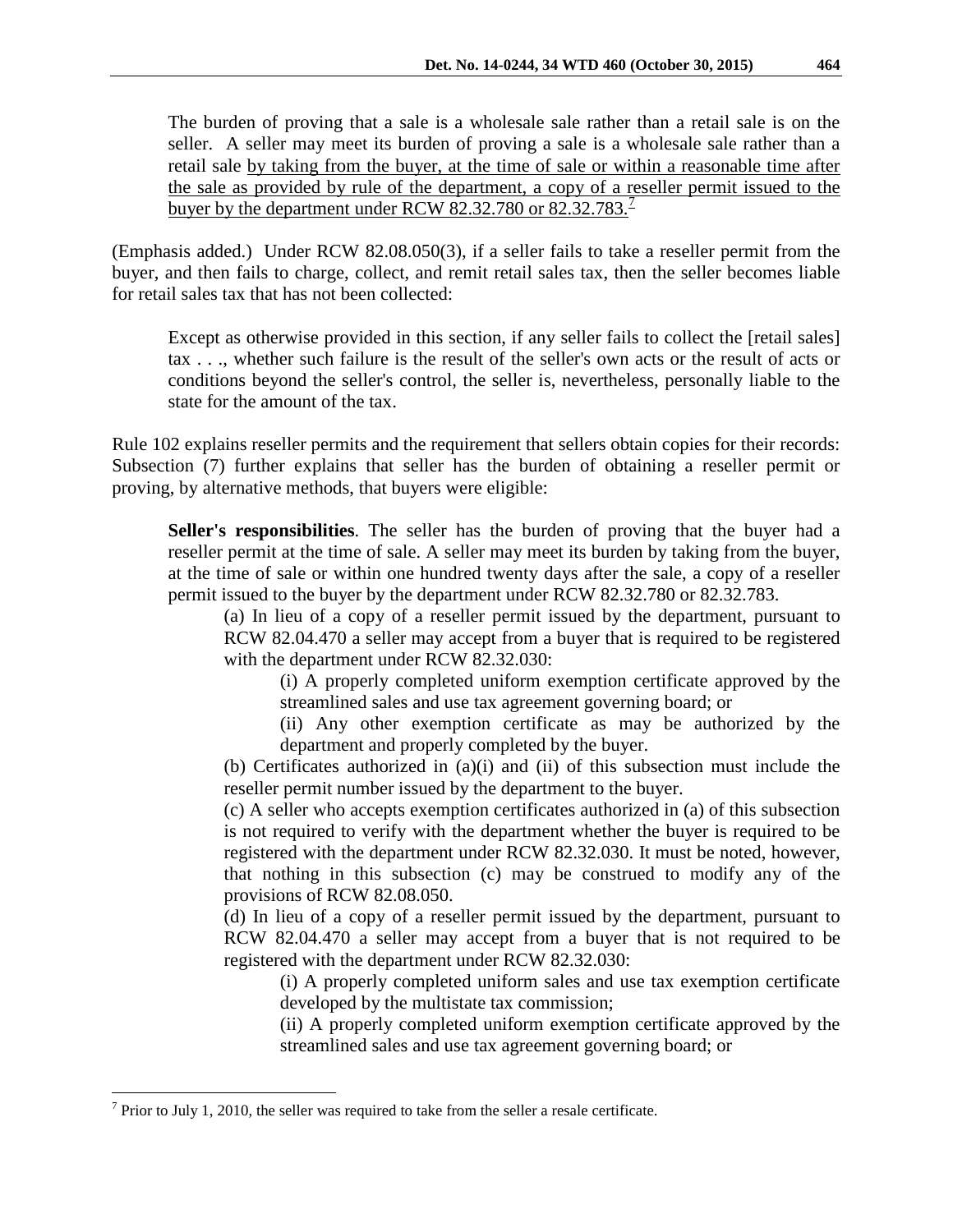> The burden of proving that a sale is a wholesale sale rather than a retail sale is on the seller. A seller may meet its burden of proving a sale is a wholesale sale rather than a retail sale <u>by taking from the buyer, at the time of sale or within a reasonable time after the sale as provided by rule of the department, a copy of a reseller permit issued to the buyer by the department under RCW 82.32.780 or 82.32.783.</u>[7]

(Emphasis added.) Under RCW 82.08.050(3), if a seller fails to take a reseller permit from the buyer, and then fails to charge, collect, and remit retail sales tax, then the seller becomes liable for retail sales tax that has not been collected:

> Except as otherwise provided in this section, if any seller fails to collect the [retail sales] tax . . ., whether such failure is the result of the seller's own acts or the result of acts or conditions beyond the seller's control, the seller is, nevertheless, personally liable to the state for the amount of the tax.

Rule 102 explains reseller permits and the requirement that sellers obtain copies for their records: Subsection (7) further explains that seller has the burden of obtaining a reseller permit or proving, by alternative methods, that buyers were eligible:

> **Seller's responsibilities**. The seller has the burden of proving that the buyer had a reseller permit at the time of sale. A seller may meet its burden by taking from the buyer, at the time of sale or within one hundred twenty days after the sale, a copy of a reseller permit issued to the buyer by the department under RCW 82.32.780 or 82.32.783.
>
> (a) In lieu of a copy of a reseller permit issued by the department, pursuant to RCW 82.04.470 a seller may accept from a buyer that is required to be registered with the department under RCW 82.32.030:
>
> (i) A properly completed uniform exemption certificate approved by the streamlined sales and use tax agreement governing board; or
>
> (ii) Any other exemption certificate as may be authorized by the department and properly completed by the buyer.
>
> (b) Certificates authorized in (a)(i) and (ii) of this subsection must include the reseller permit number issued by the department to the buyer.
>
> (c) A seller who accepts exemption certificates authorized in (a) of this subsection is not required to verify with the department whether the buyer is required to be registered with the department under RCW 82.32.030. It must be noted, however, that nothing in this subsection (c) may be construed to modify any of the provisions of RCW 82.08.050.
>
> (d) In lieu of a copy of a reseller permit issued by the department, pursuant to RCW 82.04.470 a seller may accept from a buyer that is not required to be registered with the department under RCW 82.32.030:
>
> (i) A properly completed uniform sales and use tax exemption certificate developed by the multistate tax commission;
>
> (ii) A properly completed uniform exemption certificate approved by the streamlined sales and use tax agreement governing board; or

[7] Prior to July 1, 2010, the seller was required to take from the seller a resale certificate.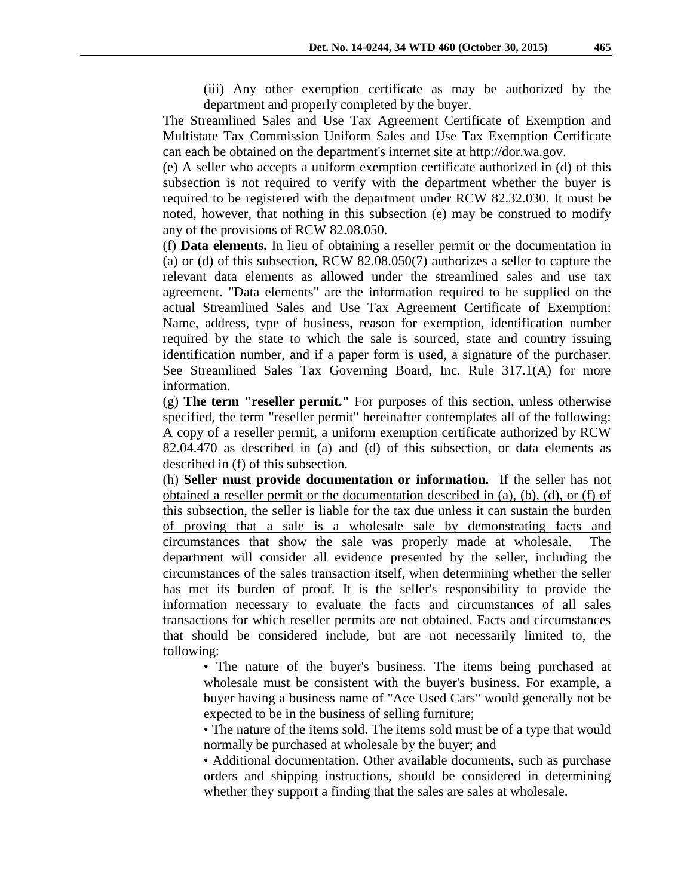(iii) Any other exemption certificate as may be authorized by the department and properly completed by the buyer.

The Streamlined Sales and Use Tax Agreement Certificate of Exemption and Multistate Tax Commission Uniform Sales and Use Tax Exemption Certificate can each be obtained on the department's internet site at http://dor.wa.gov.

(e) A seller who accepts a uniform exemption certificate authorized in (d) of this subsection is not required to verify with the department whether the buyer is required to be registered with the department under RCW 82.32.030. It must be noted, however, that nothing in this subsection (e) may be construed to modify any of the provisions of RCW 82.08.050.

(f) **Data elements.** In lieu of obtaining a reseller permit or the documentation in (a) or (d) of this subsection, RCW 82.08.050(7) authorizes a seller to capture the relevant data elements as allowed under the streamlined sales and use tax agreement. "Data elements" are the information required to be supplied on the actual Streamlined Sales and Use Tax Agreement Certificate of Exemption: Name, address, type of business, reason for exemption, identification number required by the state to which the sale is sourced, state and country issuing identification number, and if a paper form is used, a signature of the purchaser. See Streamlined Sales Tax Governing Board, Inc. Rule 317.1(A) for more information.

(g) **The term "reseller permit."** For purposes of this section, unless otherwise specified, the term "reseller permit" hereinafter contemplates all of the following: A copy of a reseller permit, a uniform exemption certificate authorized by RCW 82.04.470 as described in (a) and (d) of this subsection, or data elements as described in (f) of this subsection.

(h) **Seller must provide documentation or information.** <u>If the seller has not obtained a reseller permit or the documentation described in (a), (b), (d), or (f) of this subsection, the seller is liable for the tax due unless it can sustain the burden of proving that a sale is a wholesale sale by demonstrating facts and circumstances that show the sale was properly made at wholesale.</u> The department will consider all evidence presented by the seller, including the circumstances of the sales transaction itself, when determining whether the seller has met its burden of proof. It is the seller's responsibility to provide the information necessary to evaluate the facts and circumstances of all sales transactions for which reseller permits are not obtained. Facts and circumstances that should be considered include, but are not necessarily limited to, the following:

- The nature of the buyer's business. The items being purchased at wholesale must be consistent with the buyer's business. For example, a buyer having a business name of "Ace Used Cars" would generally not be expected to be in the business of selling furniture;
- The nature of the items sold. The items sold must be of a type that would normally be purchased at wholesale by the buyer; and
- Additional documentation. Other available documents, such as purchase orders and shipping instructions, should be considered in determining whether they support a finding that the sales are sales at wholesale.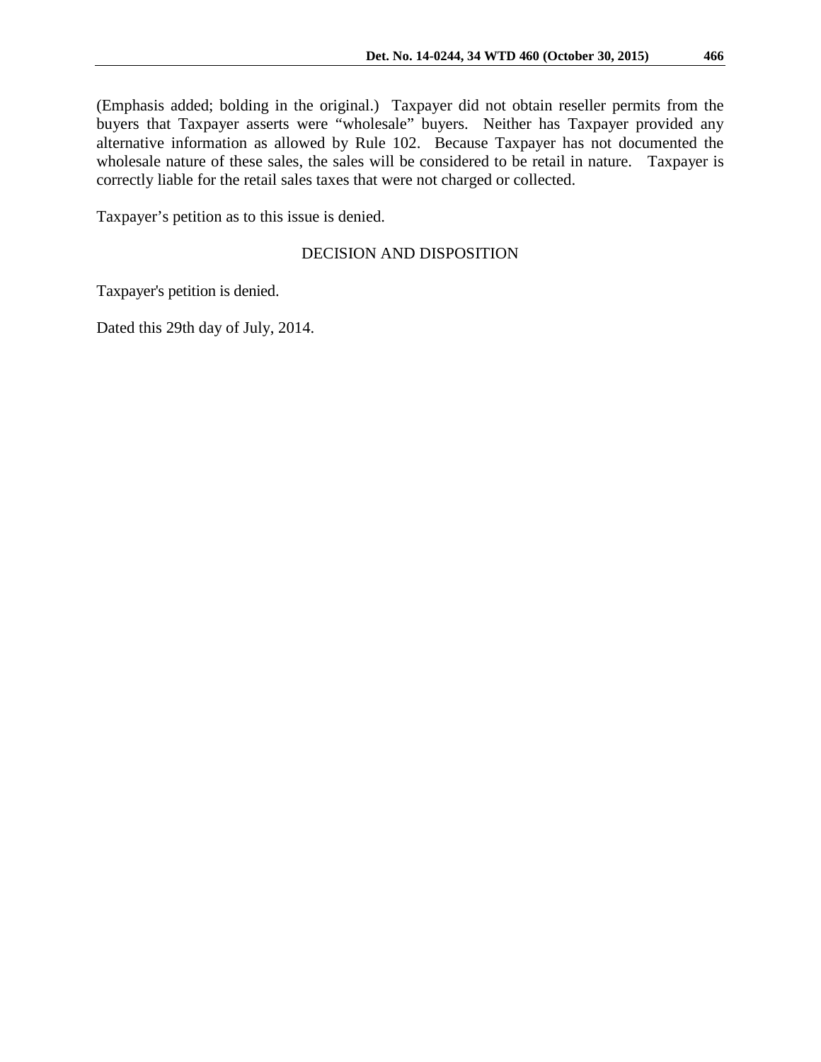(Emphasis added; bolding in the original.) Taxpayer did not obtain reseller permits from the buyers that Taxpayer asserts were "wholesale" buyers. Neither has Taxpayer provided any alternative information as allowed by Rule 102. Because Taxpayer has not documented the wholesale nature of these sales, the sales will be considered to be retail in nature. Taxpayer is correctly liable for the retail sales taxes that were not charged or collected.

Taxpayer's petition as to this issue is denied.

## DECISION AND DISPOSITION

Taxpayer's petition is denied.

Dated this 29th day of July, 2014.